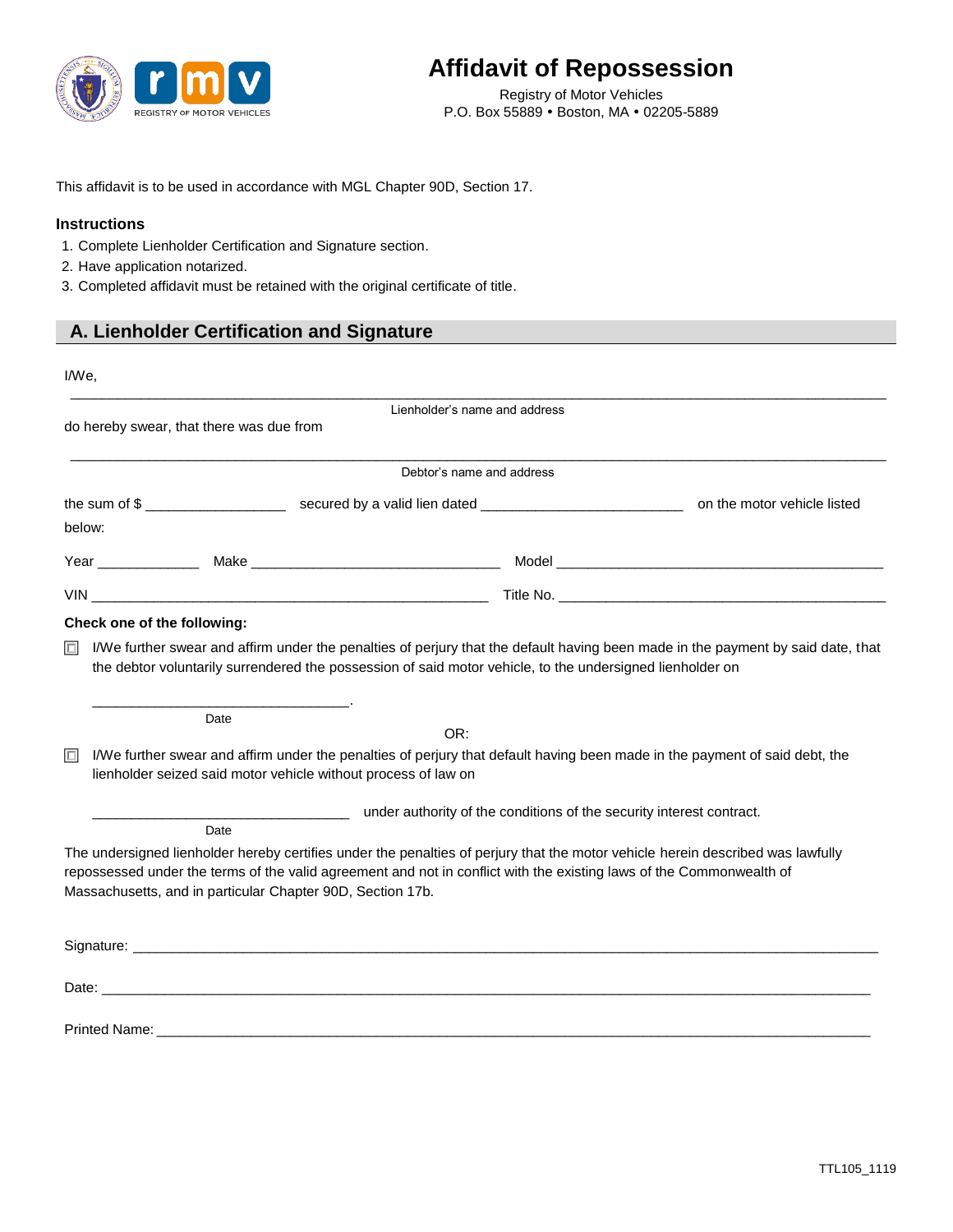# Affidavit of Repossession

Registry of Motor Vehicles
P.O. Box 55889 • Boston, MA • 02205-5889

This affidavit is to be used in accordance with MGL Chapter 90D, Section 17.

### Instructions

1. Complete Lienholder Certification and Signature section.
2. Have application notarized.
3. Completed affidavit must be retained with the original certificate of title.

## A. Lienholder Certification and Signature

I/We,

______________________________________________________________________________
Lienholder's name and address

do hereby swear, that there was due from

______________________________________________________________________________
Debtor's name and address

the sum of $ __________________ secured by a valid lien dated __________________________ on the motor vehicle listed below:

Year _____________ Make ________________________________ Model ____________________________________________

VIN ___________________________________________________ Title No. ___________________________________________

**Check one of the following:**

☐ I/We further swear and affirm under the penalties of perjury that the default having been made in the payment by said date, that the debtor voluntarily surrendered the possession of said motor vehicle, to the undersigned lienholder on

_________________________________.
Date

OR:

☐ I/We further swear and affirm under the penalties of perjury that default having been made in the payment of said debt, the lienholder seized said motor vehicle without process of law on

_________________________________ under authority of the conditions of the security interest contract.
Date

The undersigned lienholder hereby certifies under the penalties of perjury that the motor vehicle herein described was lawfully repossessed under the terms of the valid agreement and not in conflict with the existing laws of the Commonwealth of Massachusetts, and in particular Chapter 90D, Section 17b.

Signature: ______________________________________________________________________________

Date: __________________________________________________________________________________

Printed Name: ___________________________________________________________________________

TTL105_1119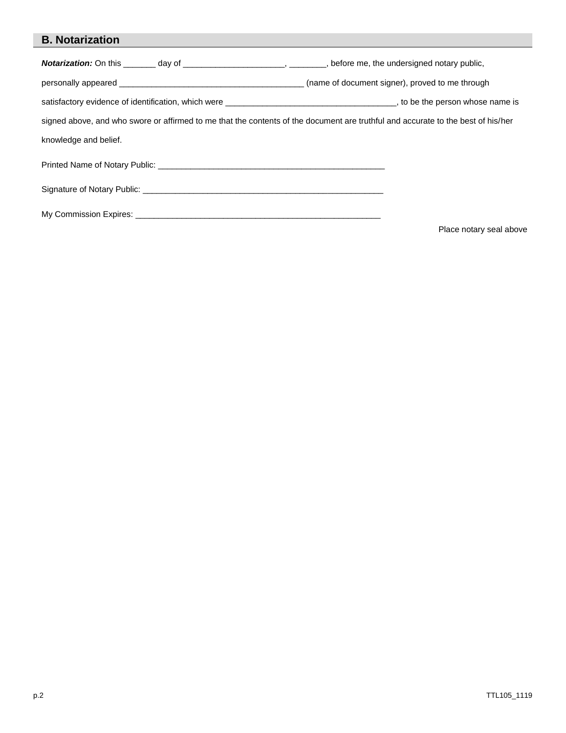## B. Notarization

***Notarization:*** On this _______ day of ______________________, ________, before me, the undersigned notary public, personally appeared ________________________________________ (name of document signer), proved to me through satisfactory evidence of identification, which were ____________________________________, to be the person whose name is signed above, and who swore or affirmed to me that the contents of the document are truthful and accurate to the best of his/her knowledge and belief.

Printed Name of Notary Public: ________________________________________________

Signature of Notary Public: ___________________________________________________

My Commission Expires: ____________________________________________________

Place notary seal above

TTL105_1119